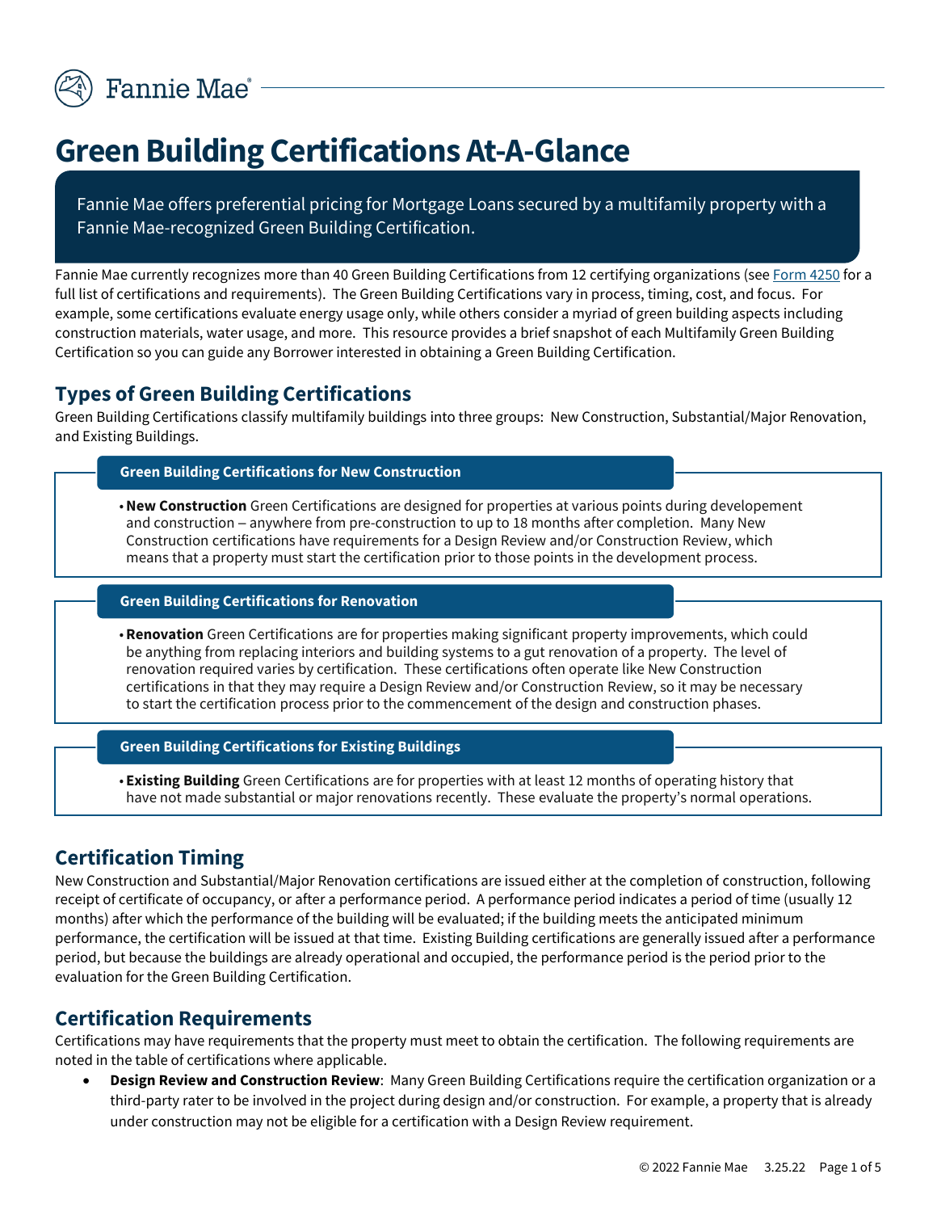# Green Building Certifications At-A-Glance

Fannie Mae offers preferential pricing for Mortgage Loans secured by a multifamily property with a Fannie Mae-recognized Green Building Certification.

Fannie Mae currently recognizes more than 40 Green Building Certifications from 12 certifying organizations (see Form 4250 for a full list of certifications and requirements). The Green Building Certifications vary in process, timing, cost, and focus. For example, some certifications evaluate energy usage only, while others consider a myriad of green building aspects including construction materials, water usage, and more. This resource provides a brief snapshot of each Multifamily Green Building Certification so you can guide any Borrower interested in obtaining a Green Building Certification.

## Types of Green Building Certifications

Green Building Certifications classify multifamily buildings into three groups: New Construction, Substantial/Major Renovation, and Existing Buildings.

### Green Building Certifications for New Construction

- **New Construction** Green Certifications are designed for properties at various points during developement and construction – anywhere from pre-construction to up to 18 months after completion. Many New Construction certifications have requirements for a Design Review and/or Construction Review, which means that a property must start the certification prior to those points in the development process.

### Green Building Certifications for Renovation

- **Renovation** Green Certifications are for properties making significant property improvements, which could be anything from replacing interiors and building systems to a gut renovation of a property. The level of renovation required varies by certification. These certifications often operate like New Construction certifications in that they may require a Design Review and/or Construction Review, so it may be necessary to start the certification process prior to the commencement of the design and construction phases.

### Green Building Certifications for Existing Buildings

- **Existing Building** Green Certifications are for properties with at least 12 months of operating history that have not made substantial or major renovations recently. These evaluate the property's normal operations.

## Certification Timing

New Construction and Substantial/Major Renovation certifications are issued either at the completion of construction, following receipt of certificate of occupancy, or after a performance period. A performance period indicates a period of time (usually 12 months) after which the performance of the building will be evaluated; if the building meets the anticipated minimum performance, the certification will be issued at that time. Existing Building certifications are generally issued after a performance period, but because the buildings are already operational and occupied, the performance period is the period prior to the evaluation for the Green Building Certification.

## Certification Requirements

Certifications may have requirements that the property must meet to obtain the certification. The following requirements are noted in the table of certifications where applicable.

- **Design Review and Construction Review**: Many Green Building Certifications require the certification organization or a third-party rater to be involved in the project during design and/or construction. For example, a property that is already under construction may not be eligible for a certification with a Design Review requirement.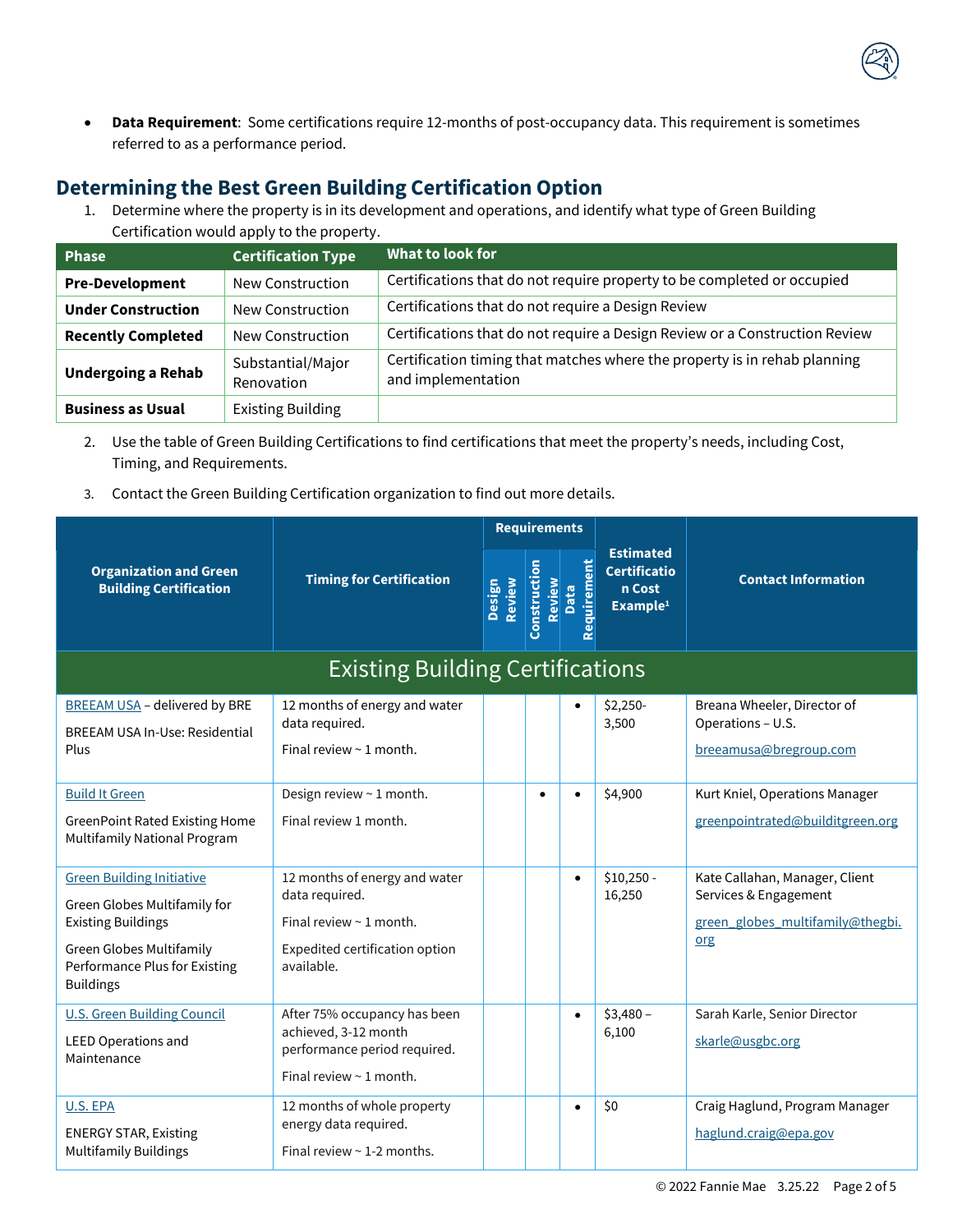- **Data Requirement**: Some certifications require 12-months of post-occupancy data. This requirement is sometimes referred to as a performance period.

## Determining the Best Green Building Certification Option

1. Determine where the property is in its development and operations, and identify what type of Green Building Certification would apply to the property.

| Phase | Certification Type | What to look for |
|---|---|---|
| **Pre-Development** | New Construction | Certifications that do not require property to be completed or occupied |
| **Under Construction** | New Construction | Certifications that do not require a Design Review |
| **Recently Completed** | New Construction | Certifications that do not require a Design Review or a Construction Review |
| **Undergoing a Rehab** | Substantial/Major Renovation | Certification timing that matches where the property is in rehab planning and implementation |
| **Business as Usual** | Existing Building | |

2. Use the table of Green Building Certifications to find certifications that meet the property's needs, including Cost, Timing, and Requirements.

3. Contact the Green Building Certification organization to find out more details.

| Organization and Green Building Certification | Timing for Certification | Requirements | | | Estimated Certification Cost Example[1] | Contact Information |
|---|---|---|---|---|---|---|
| | | Design Review | Construction Review | Data Requirement | | |
| **Existing Building Certifications** | | | | | | |
| BREEAM USA – delivered by BRE<br><br>BREEAM USA In-Use: Residential Plus | 12 months of energy and water data required.<br><br>Final review ~ 1 month. | | | • | $2,250-3,500 | Breana Wheeler, Director of Operations – U.S.<br><br>breeamusa@bregroup.com |
| Build It Green<br><br>GreenPoint Rated Existing Home Multifamily National Program | Design review ~ 1 month.<br><br>Final review 1 month. | | • | • | $4,900 | Kurt Kniel, Operations Manager<br><br>greenpointrated@builditgreen.org |
| Green Building Initiative<br><br>Green Globes Multifamily for Existing Buildings<br><br>Green Globes Multifamily Performance Plus for Existing Buildings | 12 months of energy and water data required.<br><br>Final review ~ 1 month.<br><br>Expedited certification option available. | | | • | $10,250 - 16,250 | Kate Callahan, Manager, Client Services & Engagement<br><br>green_globes_multifamily@thegbi.org |
| U.S. Green Building Council<br><br>LEED Operations and Maintenance | After 75% occupancy has been achieved, 3-12 month performance period required.<br><br>Final review ~ 1 month. | | | • | $3,480 – 6,100 | Sarah Karle, Senior Director<br><br>skarle@usgbc.org |
| U.S. EPA<br><br>ENERGY STAR, Existing Multifamily Buildings | 12 months of whole property energy data required.<br><br>Final review ~ 1-2 months. | | | • | $0 | Craig Haglund, Program Manager<br><br>haglund.craig@epa.gov |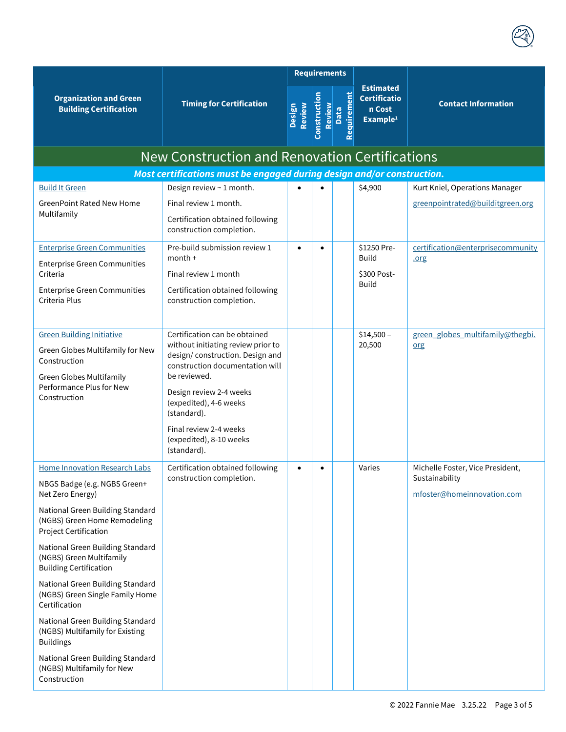| Organization and Green Building Certification | Timing for Certification | Requirements | | | Estimated Certification Cost Example[1] | Contact Information |
|---|---|---|---|---|---|---|
| | | Design Review | Construction Review | Data Requirement | | |
| **New Construction and Renovation Certifications** | | | | | | |
| ***Most certifications must be engaged during design and/or construction.*** | | | | | | |
| Build It Green<br><br>GreenPoint Rated New Home Multifamily | Design review ~ 1 month.<br><br>Final review 1 month.<br><br>Certification obtained following construction completion. | • | • | | $4,900 | Kurt Kniel, Operations Manager<br><br>greenpointrated@builditgreen.org |
| Enterprise Green Communities<br><br>Enterprise Green Communities Criteria<br><br>Enterprise Green Communities Criteria Plus | Pre-build submission review 1 month +<br><br>Final review 1 month<br><br>Certification obtained following construction completion. | • | • | | $1250 Pre-Build<br><br>$300 Post-Build | certification@enterprisecommunity.org |
| Green Building Initiative<br><br>Green Globes Multifamily for New Construction<br><br>Green Globes Multifamily Performance Plus for New Construction | Certification can be obtained without initiating review prior to design/ construction. Design and construction documentation will be reviewed.<br><br>Design review 2-4 weeks (expedited), 4-6 weeks (standard).<br><br>Final review 2-4 weeks (expedited), 8-10 weeks (standard). | | | | $14,500 – 20,500 | green_globes_multifamily@thegbi.org |
| Home Innovation Research Labs<br><br>NBGS Badge (e.g. NGBS Green+ Net Zero Energy)<br><br>National Green Building Standard (NGBS) Green Home Remodeling Project Certification<br><br>National Green Building Standard (NGBS) Green Multifamily Building Certification<br><br>National Green Building Standard (NGBS) Green Single Family Home Certification<br><br>National Green Building Standard (NGBS) Multifamily for Existing Buildings<br><br>National Green Building Standard (NGBS) Multifamily for New Construction | Certification obtained following construction completion. | • | • | | Varies | Michelle Foster, Vice President, Sustainability<br><br>mfoster@homeinnovation.com |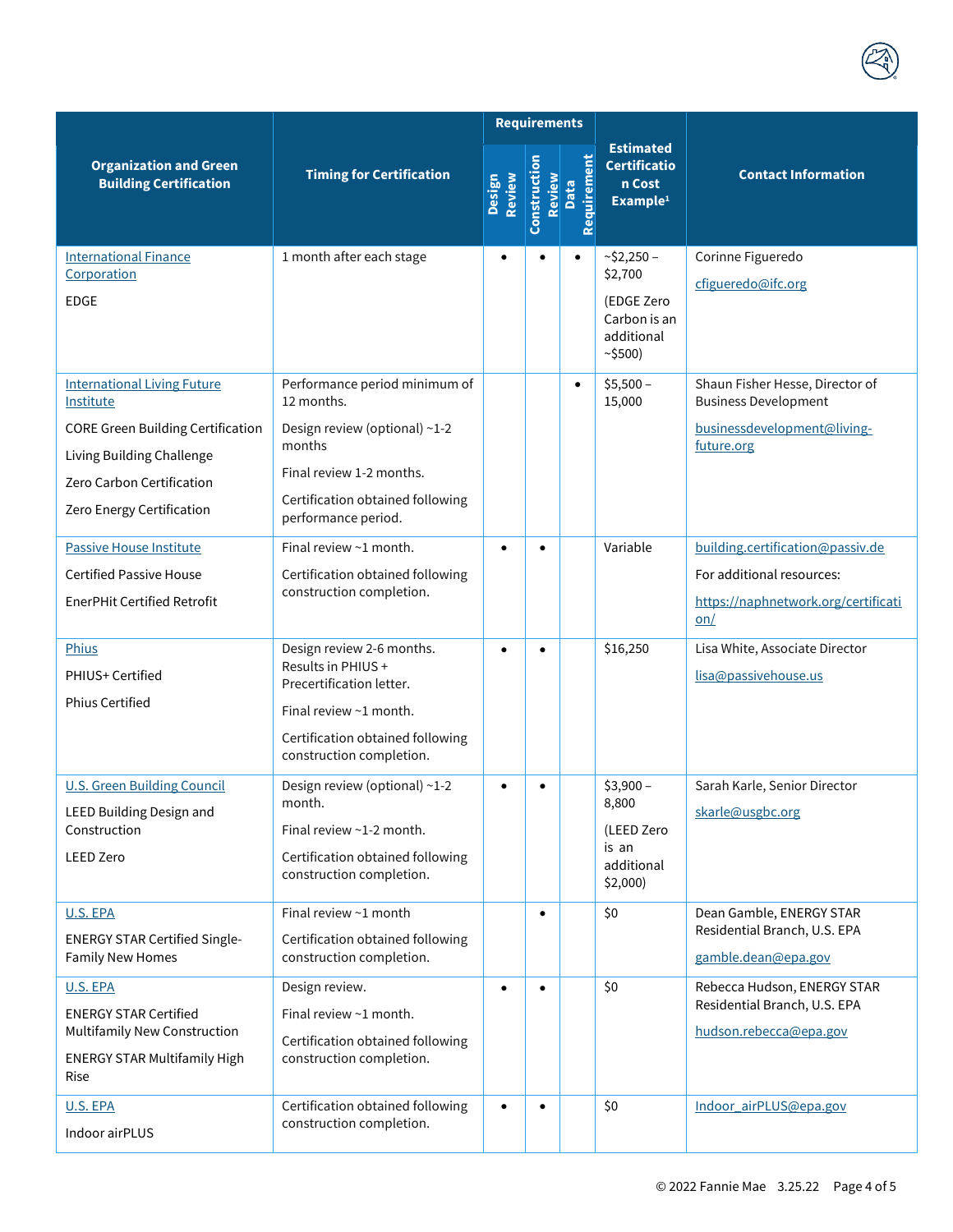| Organization and Green Building Certification | Timing for Certification | Requirements | | | Estimated Certification Cost Example[1] | Contact Information |
|---|---|---|---|---|---|---|
| | | Design Review | Construction Review | Data Requirement | | |
| International Finance Corporation<br><br>EDGE | 1 month after each stage | • | • | • | ~$2,250 – $2,700<br><br>(EDGE Zero Carbon is an additional ~$500) | Corinne Figueredo<br><br>cfigueredo@ifc.org |
| International Living Future Institute<br><br>CORE Green Building Certification<br><br>Living Building Challenge<br><br>Zero Carbon Certification<br><br>Zero Energy Certification | Performance period minimum of 12 months.<br><br>Design review (optional) ~1-2 months<br><br>Final review 1-2 months.<br><br>Certification obtained following performance period. | | | • | $5,500 – 15,000 | Shaun Fisher Hesse, Director of Business Development<br><br>businessdevelopment@living-future.org |
| Passive House Institute<br><br>Certified Passive House<br><br>EnerPHit Certified Retrofit | Final review ~1 month.<br><br>Certification obtained following construction completion. | • | • | | Variable | building.certification@passiv.de<br><br>For additional resources:<br><br>https://naphnetwork.org/certification/ |
| Phius<br><br>PHIUS+ Certified<br><br>Phius Certified | Design review 2-6 months. Results in PHIUS + Precertification letter.<br><br>Final review ~1 month.<br><br>Certification obtained following construction completion. | • | • | | $16,250 | Lisa White, Associate Director<br><br>lisa@passivehouse.us |
| U.S. Green Building Council<br><br>LEED Building Design and Construction<br><br>LEED Zero | Design review (optional) ~1-2 month.<br><br>Final review ~1-2 month.<br><br>Certification obtained following construction completion. | • | • | | $3,900 – 8,800<br><br>(LEED Zero is an additional $2,000) | Sarah Karle, Senior Director<br><br>skarle@usgbc.org |
| U.S. EPA<br><br>ENERGY STAR Certified Single-Family New Homes | Final review ~1 month<br><br>Certification obtained following construction completion. | | • | | $0 | Dean Gamble, ENERGY STAR Residential Branch, U.S. EPA<br><br>gamble.dean@epa.gov |
| U.S. EPA<br><br>ENERGY STAR Certified Multifamily New Construction<br><br>ENERGY STAR Multifamily High Rise | Design review.<br><br>Final review ~1 month.<br><br>Certification obtained following construction completion. | • | • | | $0 | Rebecca Hudson, ENERGY STAR Residential Branch, U.S. EPA<br><br>hudson.rebecca@epa.gov |
| U.S. EPA<br><br>Indoor airPLUS | Certification obtained following construction completion. | • | • | | $0 | Indoor_airPLUS@epa.gov |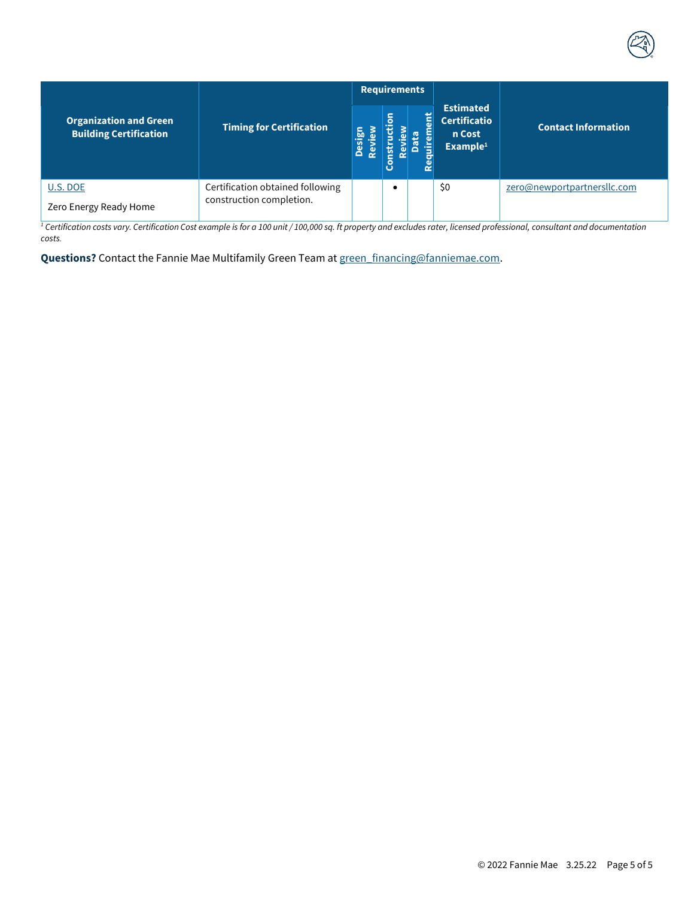| Organization and Green Building Certification | Timing for Certification | Requirements | | | Estimated Certification Cost Example[1] | Contact Information |
|---|---|---|---|---|---|---|
| | | Design Review | Construction Review | Data Requirement | | |
| U.S. DOE<br>Zero Energy Ready Home | Certification obtained following construction completion. | | • | | $0 | zero@newportpartnersllc.com |

*[1] Certification costs vary. Certification Cost example is for a 100 unit / 100,000 sq. ft property and excludes rater, licensed professional, consultant and documentation costs.*

**Questions?** Contact the Fannie Mae Multifamily Green Team at green_financing@fanniemae.com.

© 2022 Fannie Mae 3.25.22